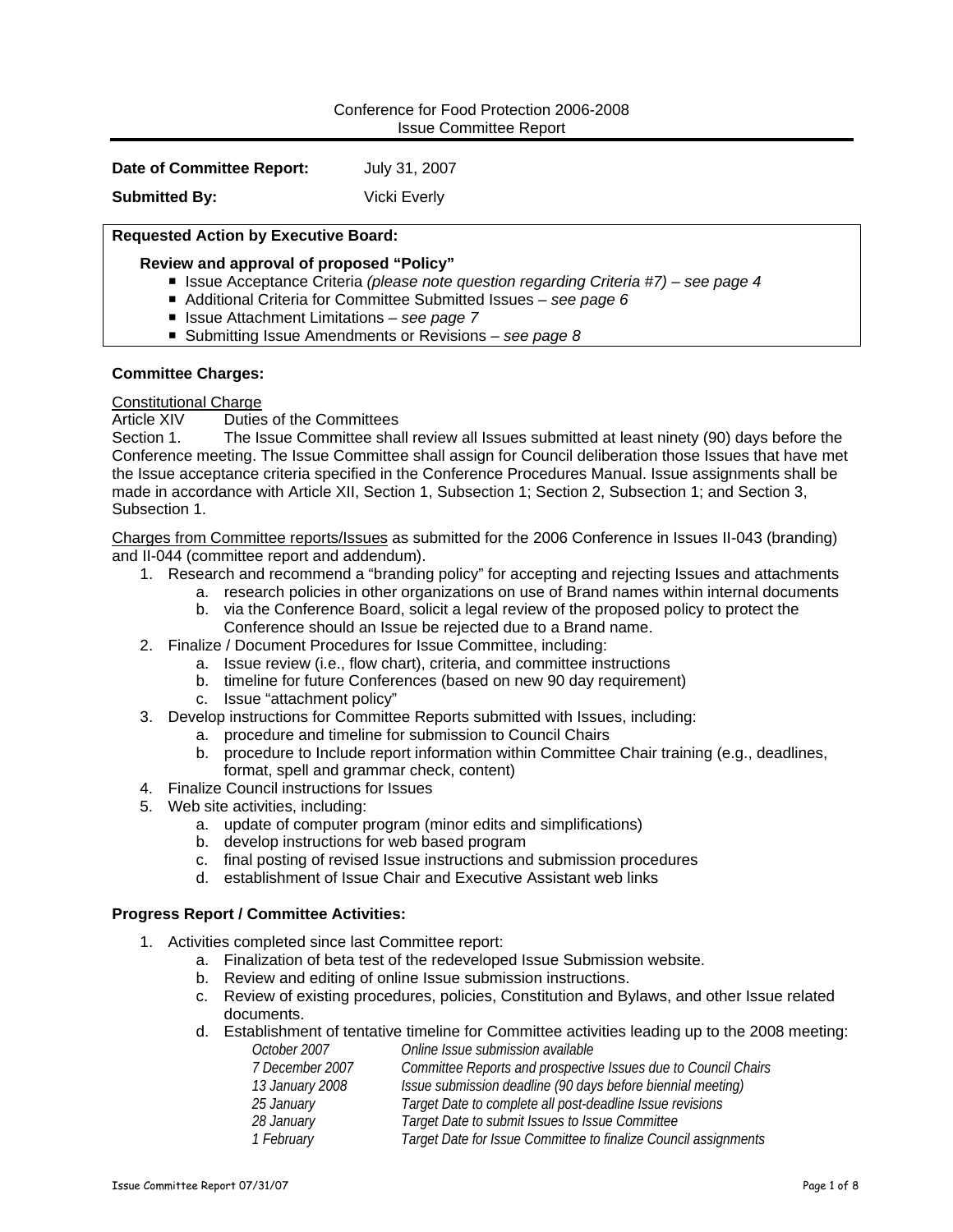Conference for Food Protection 2006-2008
Issue Committee Report

**Date of Committee Report:** July 31, 2007

**Submitted By:** Vicki Everly

**Requested Action by Executive Board:**

**Review and approval of proposed "Policy"**

- Issue Acceptance Criteria *(please note question regarding Criteria #7) – see page 4*
- Additional Criteria for Committee Submitted Issues – *see page 6*
- Issue Attachment Limitations – *see page 7*
- Submitting Issue Amendments or Revisions – *see page 8*

**Committee Charges:**

Constitutional Charge
Article XIV Duties of the Committees
Section 1. The Issue Committee shall review all Issues submitted at least ninety (90) days before the Conference meeting. The Issue Committee shall assign for Council deliberation those Issues that have met the Issue acceptance criteria specified in the Conference Procedures Manual. Issue assignments shall be made in accordance with Article XII, Section 1, Subsection 1; Section 2, Subsection 1; and Section 3, Subsection 1.

Charges from Committee reports/Issues as submitted for the 2006 Conference in Issues II-043 (branding) and II-044 (committee report and addendum).

1. Research and recommend a "branding policy" for accepting and rejecting Issues and attachments
   a. research policies in other organizations on use of Brand names within internal documents
   b. via the Conference Board, solicit a legal review of the proposed policy to protect the Conference should an Issue be rejected due to a Brand name.
2. Finalize / Document Procedures for Issue Committee, including:
   a. Issue review (i.e., flow chart), criteria, and committee instructions
   b. timeline for future Conferences (based on new 90 day requirement)
   c. Issue "attachment policy"
3. Develop instructions for Committee Reports submitted with Issues, including:
   a. procedure and timeline for submission to Council Chairs
   b. procedure to Include report information within Committee Chair training (e.g., deadlines, format, spell and grammar check, content)
4. Finalize Council instructions for Issues
5. Web site activities, including:
   a. update of computer program (minor edits and simplifications)
   b. develop instructions for web based program
   c. final posting of revised Issue instructions and submission procedures
   d. establishment of Issue Chair and Executive Assistant web links

**Progress Report / Committee Activities:**

1. Activities completed since last Committee report:
   a. Finalization of beta test of the redeveloped Issue Submission website.
   b. Review and editing of online Issue submission instructions.
   c. Review of existing procedures, policies, Constitution and Bylaws, and other Issue related documents.
   d. Establishment of tentative timeline for Committee activities leading up to the 2008 meeting:

| | |
|---|---|
| *October 2007* | *Online Issue submission available* |
| *7 December 2007* | *Committee Reports and prospective Issues due to Council Chairs* |
| *13 January 2008* | *Issue submission deadline (90 days before biennial meeting)* |
| *25 January* | *Target Date to complete all post-deadline Issue revisions* |
| *28 January* | *Target Date to submit Issues to Issue Committee* |
| *1 February* | *Target Date for Issue Committee to finalize Council assignments* |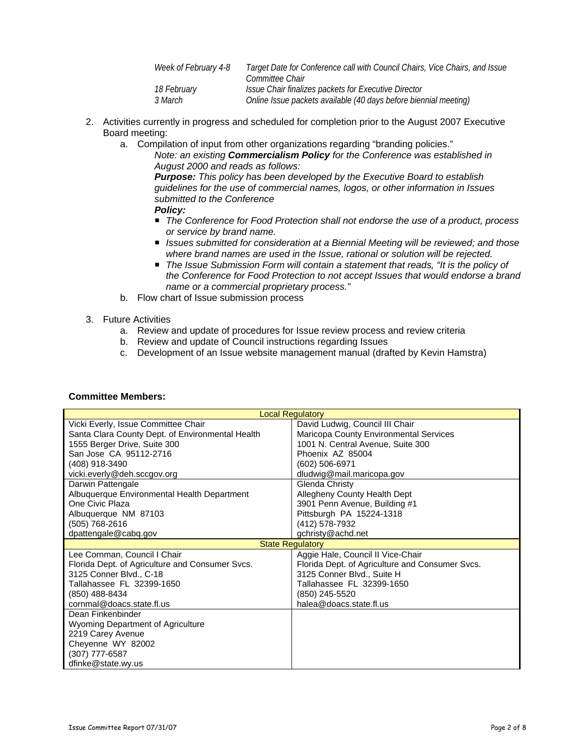| | |
|---|---|
| *Week of February 4-8* | *Target Date for Conference call with Council Chairs, Vice Chairs, and Issue Committee Chair* |
| *18 February* | *Issue Chair finalizes packets for Executive Director* |
| *3 March* | *Online Issue packets available (40 days before biennial meeting)* |

2. Activities currently in progress and scheduled for completion prior to the August 2007 Executive Board meeting:
   a. Compilation of input from other organizations regarding "branding policies."
      *Note: an existing **Commercialism Policy** for the Conference was established in August 2000 and reads as follows:*
      ***Purpose:** This policy has been developed by the Executive Board to establish guidelines for the use of commercial names, logos, or other information in Issues submitted to the Conference*
      ***Policy:***
      - *The Conference for Food Protection shall not endorse the use of a product, process or service by brand name.*
      - *Issues submitted for consideration at a Biennial Meeting will be reviewed; and those where brand names are used in the Issue, rational or solution will be rejected.*
      - *The Issue Submission Form will contain a statement that reads, "It is the policy of the Conference for Food Protection to not accept Issues that would endorse a brand name or a commercial proprietary process."*
   b. Flow chart of Issue submission process

3. Future Activities
   a. Review and update of procedures for Issue review process and review criteria
   b. Review and update of Council instructions regarding Issues
   c. Development of an Issue website management manual (drafted by Kevin Hamstra)

**Committee Members:**

| Local Regulatory | |
|---|---|
| Vicki Everly, Issue Committee Chair<br>Santa Clara County Dept. of Environmental Health<br>1555 Berger Drive, Suite 300<br>San Jose CA 95112-2716<br>(408) 918-3490<br>vicki.everly@deh.sccgov.org | David Ludwig, Council III Chair<br>Maricopa County Environmental Services<br>1001 N. Central Avenue, Suite 300<br>Phoenix AZ 85004<br>(602) 506-6971<br>dludwig@mail.maricopa.gov |
| Darwin Pattengale<br>Albuquerque Environmental Health Department<br>One Civic Plaza<br>Albuquerque NM 87103<br>(505) 768-2616<br>dpattengale@cabq.gov | Glenda Christy<br>Allegheny County Health Dept<br>3901 Penn Avenue, Building #1<br>Pittsburgh PA 15224-1318<br>(412) 578-7932<br>gchristy@achd.net |
| **State Regulatory** | |
| Lee Cornman, Council I Chair<br>Florida Dept. of Agriculture and Consumer Svcs.<br>3125 Conner Blvd., C-18<br>Tallahassee FL 32399-1650<br>(850) 488-8434<br>cornmal@doacs.state.fl.us | Aggie Hale, Council II Vice-Chair<br>Florida Dept. of Agriculture and Consumer Svcs.<br>3125 Conner Blvd., Suite H<br>Tallahassee FL 32399-1650<br>(850) 245-5520<br>halea@doacs.state.fl.us |
| Dean Finkenbinder<br>Wyoming Department of Agriculture<br>2219 Carey Avenue<br>Cheyenne WY 82002<br>(307) 777-6587<br>dfinke@state.wy.us | |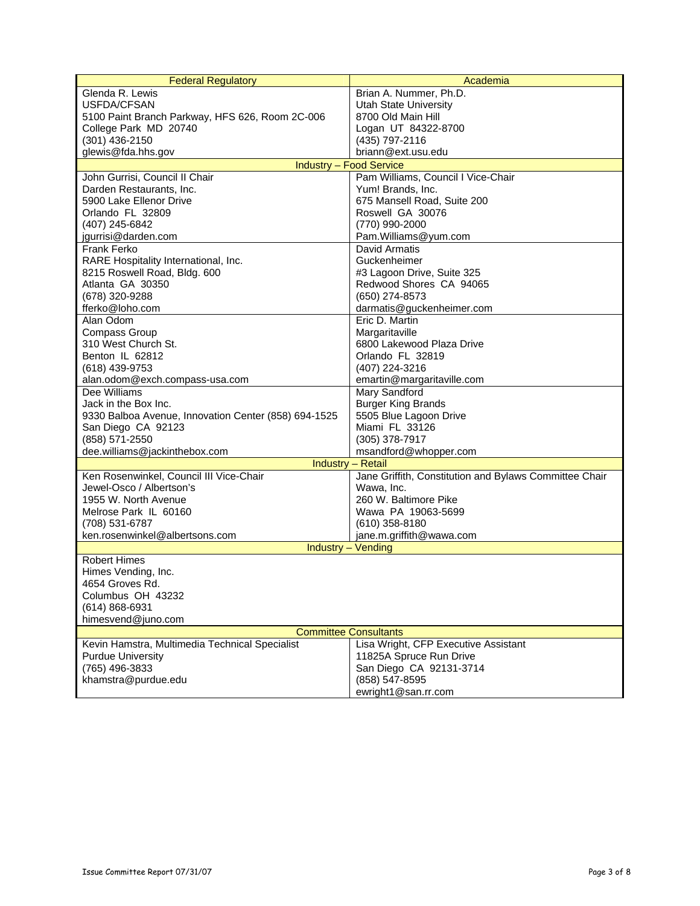| Federal Regulatory | Academia |
| --- | --- |
| Glenda R. Lewis<br>USFDA/CFSAN<br>5100 Paint Branch Parkway, HFS 626, Room 2C-006<br>College Park MD 20740<br>(301) 436-2150<br>glewis@fda.hhs.gov | Brian A. Nummer, Ph.D.<br>Utah State University<br>8700 Old Main Hill<br>Logan UT 84322-8700<br>(435) 797-2116<br>briann@ext.usu.edu |
| **Industry – Food Service** | |
| John Gurrisi, Council II Chair<br>Darden Restaurants, Inc.<br>5900 Lake Ellenor Drive<br>Orlando FL 32809<br>(407) 245-6842<br>jgurrisi@darden.com | Pam Williams, Council I Vice-Chair<br>Yum! Brands, Inc.<br>675 Mansell Road, Suite 200<br>Roswell GA 30076<br>(770) 990-2000<br>Pam.Williams@yum.com |
| Frank Ferko<br>RARE Hospitality International, Inc.<br>8215 Roswell Road, Bldg. 600<br>Atlanta GA 30350<br>(678) 320-9288<br>fferko@loho.com | David Armatis<br>Guckenheimer<br>#3 Lagoon Drive, Suite 325<br>Redwood Shores CA 94065<br>(650) 274-8573<br>darmatis@guckenheimer.com |
| Alan Odom<br>Compass Group<br>310 West Church St.<br>Benton IL 62812<br>(618) 439-9753<br>alan.odom@exch.compass-usa.com | Eric D. Martin<br>Margaritaville<br>6800 Lakewood Plaza Drive<br>Orlando FL 32819<br>(407) 224-3216<br>emartin@margaritaville.com |
| Dee Williams<br>Jack in the Box Inc.<br>9330 Balboa Avenue, Innovation Center (858) 694-1525<br>San Diego CA 92123<br>(858) 571-2550<br>dee.williams@jackinthebox.com | Mary Sandford<br>Burger King Brands<br>5505 Blue Lagoon Drive<br>Miami FL 33126<br>(305) 378-7917<br>msandford@whopper.com |
| **Industry – Retail** | |
| Ken Rosenwinkel, Council III Vice-Chair<br>Jewel-Osco / Albertson's<br>1955 W. North Avenue<br>Melrose Park IL 60160<br>(708) 531-6787<br>ken.rosenwinkel@albertsons.com | Jane Griffith, Constitution and Bylaws Committee Chair<br>Wawa, Inc.<br>260 W. Baltimore Pike<br>Wawa PA 19063-5699<br>(610) 358-8180<br>jane.m.griffith@wawa.com |
| **Industry – Vending** | |
| Robert Himes<br>Himes Vending, Inc.<br>4654 Groves Rd.<br>Columbus OH 43232<br>(614) 868-6931<br>himesvend@juno.com | |
| **Committee Consultants** | |
| Kevin Hamstra, Multimedia Technical Specialist<br>Purdue University<br>(765) 496-3833<br>khamstra@purdue.edu | Lisa Wright, CFP Executive Assistant<br>11825A Spruce Run Drive<br>San Diego CA 92131-3714<br>(858) 547-8595<br>ewright1@san.rr.com |

Issue Committee Report 07/31/07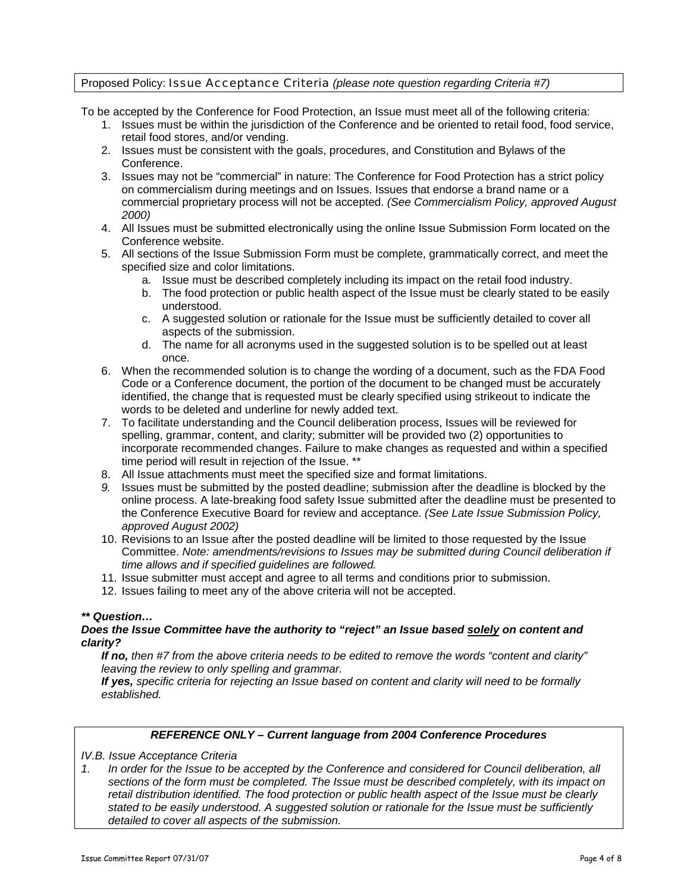Proposed Policy: Issue Acceptance Criteria *(please note question regarding Criteria #7)*

To be accepted by the Conference for Food Protection, an Issue must meet all of the following criteria:

1. Issues must be within the jurisdiction of the Conference and be oriented to retail food, food service, retail food stores, and/or vending.
2. Issues must be consistent with the goals, procedures, and Constitution and Bylaws of the Conference.
3. Issues may not be "commercial" in nature: The Conference for Food Protection has a strict policy on commercialism during meetings and on Issues. Issues that endorse a brand name or a commercial proprietary process will not be accepted. *(See Commercialism Policy, approved August 2000)*
4. All Issues must be submitted electronically using the online Issue Submission Form located on the Conference website.
5. All sections of the Issue Submission Form must be complete, grammatically correct, and meet the specified size and color limitations.
   a. Issue must be described completely including its impact on the retail food industry.
   b. The food protection or public health aspect of the Issue must be clearly stated to be easily understood.
   c. A suggested solution or rationale for the Issue must be sufficiently detailed to cover all aspects of the submission.
   d. The name for all acronyms used in the suggested solution is to be spelled out at least once.
6. When the recommended solution is to change the wording of a document, such as the FDA Food Code or a Conference document, the portion of the document to be changed must be accurately identified, the change that is requested must be clearly specified using strikeout to indicate the words to be deleted and underline for newly added text.
7. To facilitate understanding and the Council deliberation process, Issues will be reviewed for spelling, grammar, content, and clarity; submitter will be provided two (2) opportunities to incorporate recommended changes. Failure to make changes as requested and within a specified time period will result in rejection of the Issue. **
8. All Issue attachments must meet the specified size and format limitations.
9. Issues must be submitted by the posted deadline; submission after the deadline is blocked by the online process. A late-breaking food safety Issue submitted after the deadline must be presented to the Conference Executive Board for review and acceptance. *(See Late Issue Submission Policy, approved August 2002)*
10. Revisions to an Issue after the posted deadline will be limited to those requested by the Issue Committee. *Note: amendments/revisions to Issues may be submitted during Council deliberation if time allows and if specified guidelines are followed.*
11. Issue submitter must accept and agree to all terms and conditions prior to submission.
12. Issues failing to meet any of the above criteria will not be accepted.

***\*\* Question…***

***Does the Issue Committee have the authority to "reject" an Issue based <u>solely</u> on content and clarity?***

*__If no,__ then #7 from the above criteria needs to be edited to remove the words "content and clarity" leaving the review to only spelling and grammar.*

*__If yes,__ specific criteria for rejecting an Issue based on content and clarity will need to be formally established.*

***REFERENCE ONLY – Current language from 2004 Conference Procedures***

*IV.B. Issue Acceptance Criteria*

1. *In order for the Issue to be accepted by the Conference and considered for Council deliberation, all sections of the form must be completed. The Issue must be described completely, with its impact on retail distribution identified. The food protection or public health aspect of the Issue must be clearly stated to be easily understood. A suggested solution or rationale for the Issue must be sufficiently detailed to cover all aspects of the submission.*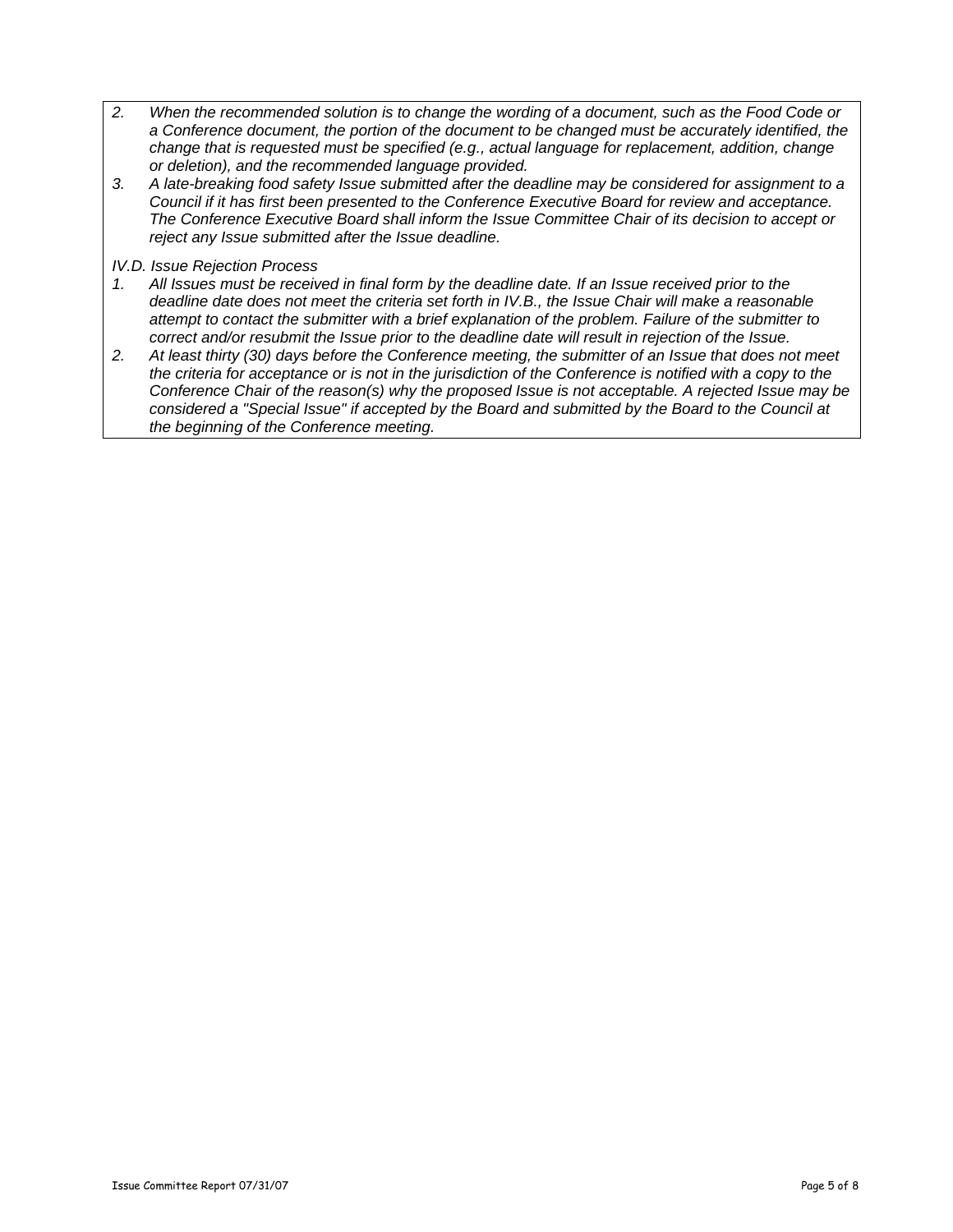*2. When the recommended solution is to change the wording of a document, such as the Food Code or a Conference document, the portion of the document to be changed must be accurately identified, the change that is requested must be specified (e.g., actual language for replacement, addition, change or deletion), and the recommended language provided.*

*3. A late-breaking food safety Issue submitted after the deadline may be considered for assignment to a Council if it has first been presented to the Conference Executive Board for review and acceptance. The Conference Executive Board shall inform the Issue Committee Chair of its decision to accept or reject any Issue submitted after the Issue deadline.*

*IV.D. Issue Rejection Process*

*1. All Issues must be received in final form by the deadline date. If an Issue received prior to the deadline date does not meet the criteria set forth in IV.B., the Issue Chair will make a reasonable attempt to contact the submitter with a brief explanation of the problem. Failure of the submitter to correct and/or resubmit the Issue prior to the deadline date will result in rejection of the Issue.*

*2. At least thirty (30) days before the Conference meeting, the submitter of an Issue that does not meet the criteria for acceptance or is not in the jurisdiction of the Conference is notified with a copy to the Conference Chair of the reason(s) why the proposed Issue is not acceptable. A rejected Issue may be considered a "Special Issue" if accepted by the Board and submitted by the Board to the Council at the beginning of the Conference meeting.*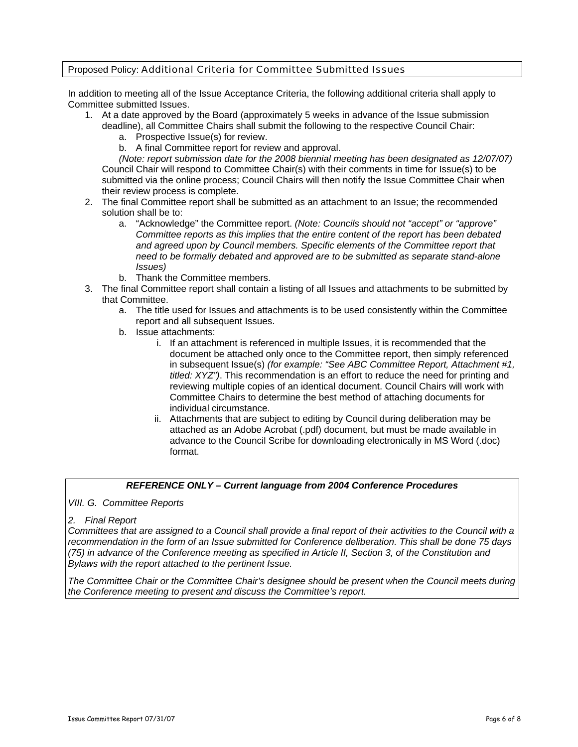## Proposed Policy: Additional Criteria for Committee Submitted Issues

In addition to meeting all of the Issue Acceptance Criteria, the following additional criteria shall apply to Committee submitted Issues.

1. At a date approved by the Board (approximately 5 weeks in advance of the Issue submission deadline), all Committee Chairs shall submit the following to the respective Council Chair:
   a. Prospective Issue(s) for review.
   b. A final Committee report for review and approval.

   *(Note: report submission date for the 2008 biennial meeting has been designated as 12/07/07)*
   Council Chair will respond to Committee Chair(s) with their comments in time for Issue(s) to be submitted via the online process; Council Chairs will then notify the Issue Committee Chair when their review process is complete.
2. The final Committee report shall be submitted as an attachment to an Issue; the recommended solution shall be to:
   a. "Acknowledge" the Committee report. *(Note: Councils should not "accept" or "approve" Committee reports as this implies that the entire content of the report has been debated and agreed upon by Council members. Specific elements of the Committee report that need to be formally debated and approved are to be submitted as separate stand-alone Issues)*
   b. Thank the Committee members.
3. The final Committee report shall contain a listing of all Issues and attachments to be submitted by that Committee.
   a. The title used for Issues and attachments is to be used consistently within the Committee report and all subsequent Issues.
   b. Issue attachments:
      i. If an attachment is referenced in multiple Issues, it is recommended that the document be attached only once to the Committee report, then simply referenced in subsequent Issue(s) *(for example: "See ABC Committee Report, Attachment #1, titled: XYZ")*. This recommendation is an effort to reduce the need for printing and reviewing multiple copies of an identical document. Council Chairs will work with Committee Chairs to determine the best method of attaching documents for individual circumstance.
      ii. Attachments that are subject to editing by Council during deliberation may be attached as an Adobe Acrobat (.pdf) document, but must be made available in advance to the Council Scribe for downloading electronically in MS Word (.doc) format.

***REFERENCE ONLY – Current language from 2004 Conference Procedures***

*VIII. G. Committee Reports*

*2. Final Report*
*Committees that are assigned to a Council shall provide a final report of their activities to the Council with a recommendation in the form of an Issue submitted for Conference deliberation. This shall be done 75 days (75) in advance of the Conference meeting as specified in Article II, Section 3, of the Constitution and Bylaws with the report attached to the pertinent Issue.*

*The Committee Chair or the Committee Chair's designee should be present when the Council meets during the Conference meeting to present and discuss the Committee's report.*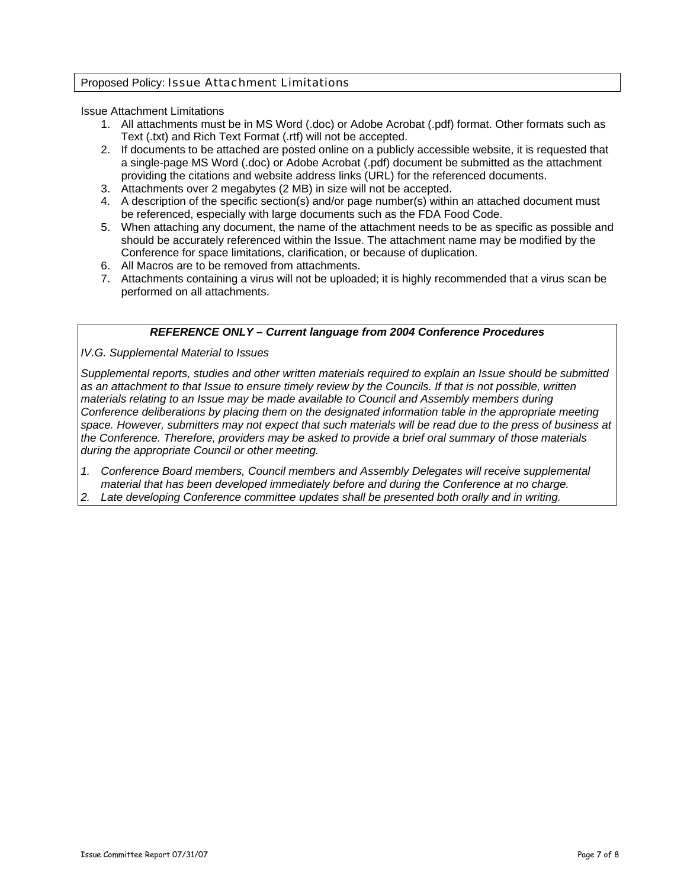Proposed Policy: Issue Attachment Limitations

Issue Attachment Limitations

1. All attachments must be in MS Word (.doc) or Adobe Acrobat (.pdf) format. Other formats such as Text (.txt) and Rich Text Format (.rtf) will not be accepted.
2. If documents to be attached are posted online on a publicly accessible website, it is requested that a single-page MS Word (.doc) or Adobe Acrobat (.pdf) document be submitted as the attachment providing the citations and website address links (URL) for the referenced documents.
3. Attachments over 2 megabytes (2 MB) in size will not be accepted.
4. A description of the specific section(s) and/or page number(s) within an attached document must be referenced, especially with large documents such as the FDA Food Code.
5. When attaching any document, the name of the attachment needs to be as specific as possible and should be accurately referenced within the Issue. The attachment name may be modified by the Conference for space limitations, clarification, or because of duplication.
6. All Macros are to be removed from attachments.
7. Attachments containing a virus will not be uploaded; it is highly recommended that a virus scan be performed on all attachments.

***REFERENCE ONLY – Current language from 2004 Conference Procedures***

*IV.G. Supplemental Material to Issues*

*Supplemental reports, studies and other written materials required to explain an Issue should be submitted as an attachment to that Issue to ensure timely review by the Councils. If that is not possible, written materials relating to an Issue may be made available to Council and Assembly members during Conference deliberations by placing them on the designated information table in the appropriate meeting space. However, submitters may not expect that such materials will be read due to the press of business at the Conference. Therefore, providers may be asked to provide a brief oral summary of those materials during the appropriate Council or other meeting.*

1. *Conference Board members, Council members and Assembly Delegates will receive supplemental material that has been developed immediately before and during the Conference at no charge.*
2. *Late developing Conference committee updates shall be presented both orally and in writing.*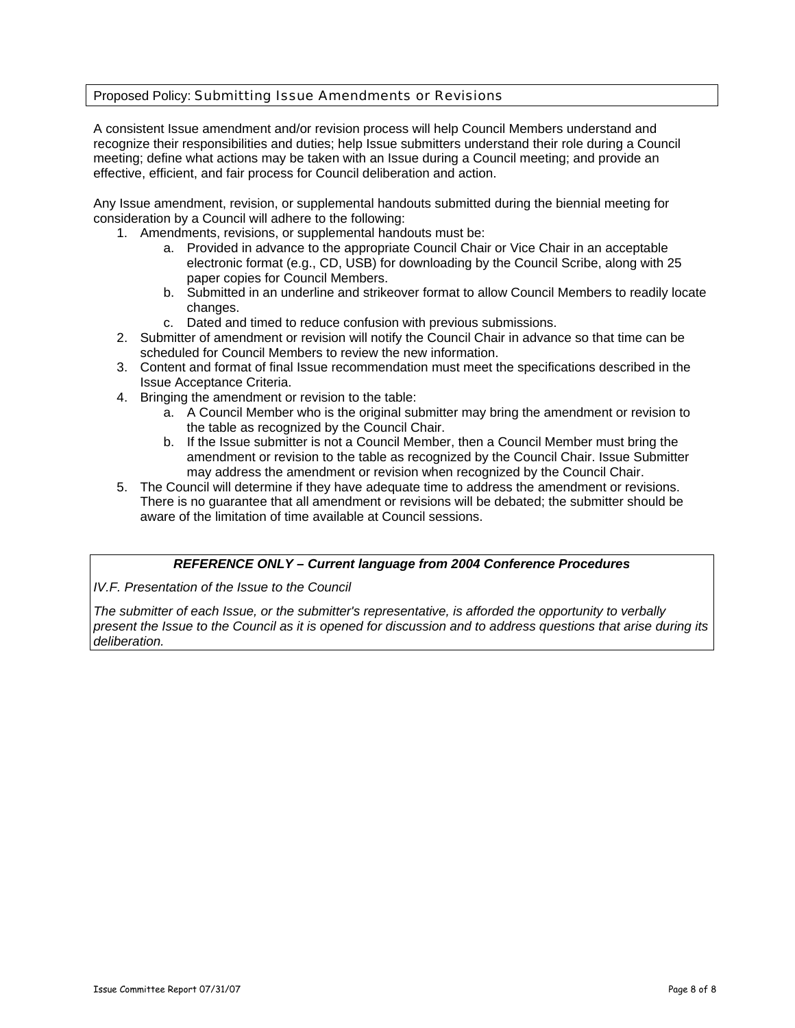## Proposed Policy: Submitting Issue Amendments or Revisions

A consistent Issue amendment and/or revision process will help Council Members understand and recognize their responsibilities and duties; help Issue submitters understand their role during a Council meeting; define what actions may be taken with an Issue during a Council meeting; and provide an effective, efficient, and fair process for Council deliberation and action.

Any Issue amendment, revision, or supplemental handouts submitted during the biennial meeting for consideration by a Council will adhere to the following:

1. Amendments, revisions, or supplemental handouts must be:
   a. Provided in advance to the appropriate Council Chair or Vice Chair in an acceptable electronic format (e.g., CD, USB) for downloading by the Council Scribe, along with 25 paper copies for Council Members.
   b. Submitted in an underline and strikeover format to allow Council Members to readily locate changes.
   c. Dated and timed to reduce confusion with previous submissions.
2. Submitter of amendment or revision will notify the Council Chair in advance so that time can be scheduled for Council Members to review the new information.
3. Content and format of final Issue recommendation must meet the specifications described in the Issue Acceptance Criteria.
4. Bringing the amendment or revision to the table:
   a. A Council Member who is the original submitter may bring the amendment or revision to the table as recognized by the Council Chair.
   b. If the Issue submitter is not a Council Member, then a Council Member must bring the amendment or revision to the table as recognized by the Council Chair. Issue Submitter may address the amendment or revision when recognized by the Council Chair.
5. The Council will determine if they have adequate time to address the amendment or revisions. There is no guarantee that all amendment or revisions will be debated; the submitter should be aware of the limitation of time available at Council sessions.

***REFERENCE ONLY – Current language from 2004 Conference Procedures***

*IV.F. Presentation of the Issue to the Council*

*The submitter of each Issue, or the submitter's representative, is afforded the opportunity to verbally present the Issue to the Council as it is opened for discussion and to address questions that arise during its deliberation.*